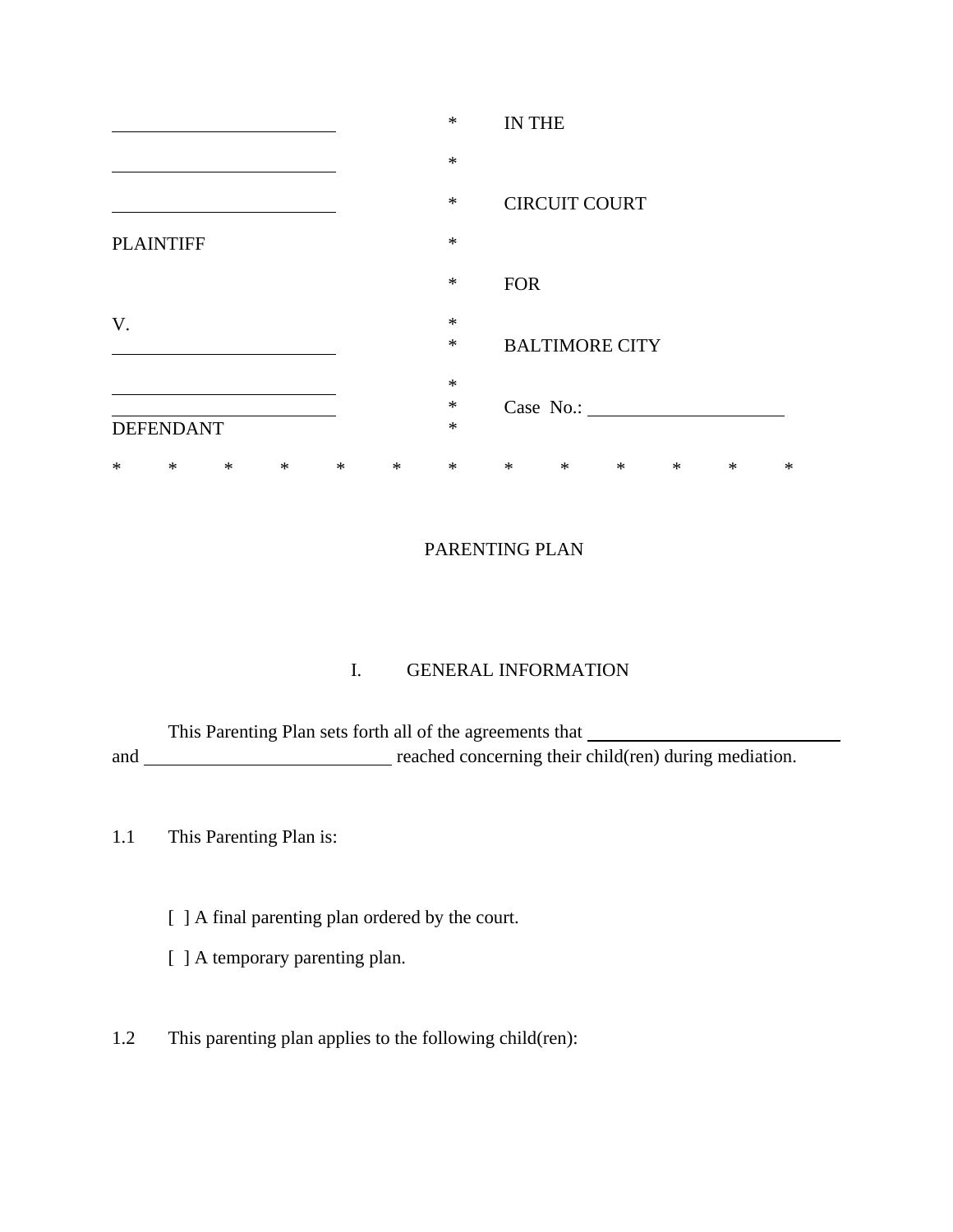| | | |
|---|---|---|
| \_\_\_\_\_\_\_\_\_\_\_\_\_\_\_\_\_\_\_\_\_\_\_\_\_\_ | * | IN THE |
| \_\_\_\_\_\_\_\_\_\_\_\_\_\_\_\_\_\_\_\_\_\_\_\_\_\_ | * | |
| \_\_\_\_\_\_\_\_\_\_\_\_\_\_\_\_\_\_\_\_\_\_\_\_\_\_ | * | CIRCUIT COURT |
| PLAINTIFF | * | |
| | * | FOR |
| V. | * | |
| \_\_\_\_\_\_\_\_\_\_\_\_\_\_\_\_\_\_\_\_\_\_\_\_\_\_ | * | BALTIMORE CITY |
| \_\_\_\_\_\_\_\_\_\_\_\_\_\_\_\_\_\_\_\_\_\_\_\_\_\_ | * | |
| \_\_\_\_\_\_\_\_\_\_\_\_\_\_\_\_\_\_\_\_\_\_\_\_\_\_ | * | Case No.: \_\_\_\_\_\_\_\_\_\_\_\_\_\_\_\_\_\_\_\_\_\_ |
| DEFENDANT | * | |

* * * * * * * * * * * * *

# PARENTING PLAN

## I. GENERAL INFORMATION

This Parenting Plan sets forth all of the agreements that \_\_\_\_\_\_\_\_\_\_\_\_\_\_\_\_\_\_\_\_\_\_\_\_\_\_\_\_ and \_\_\_\_\_\_\_\_\_\_\_\_\_\_\_\_\_\_\_\_\_\_\_\_\_\_\_\_ reached concerning their child(ren) during mediation.

1.1 This Parenting Plan is:

[ ] A final parenting plan ordered by the court.

[ ] A temporary parenting plan.

1.2 This parenting plan applies to the following child(ren):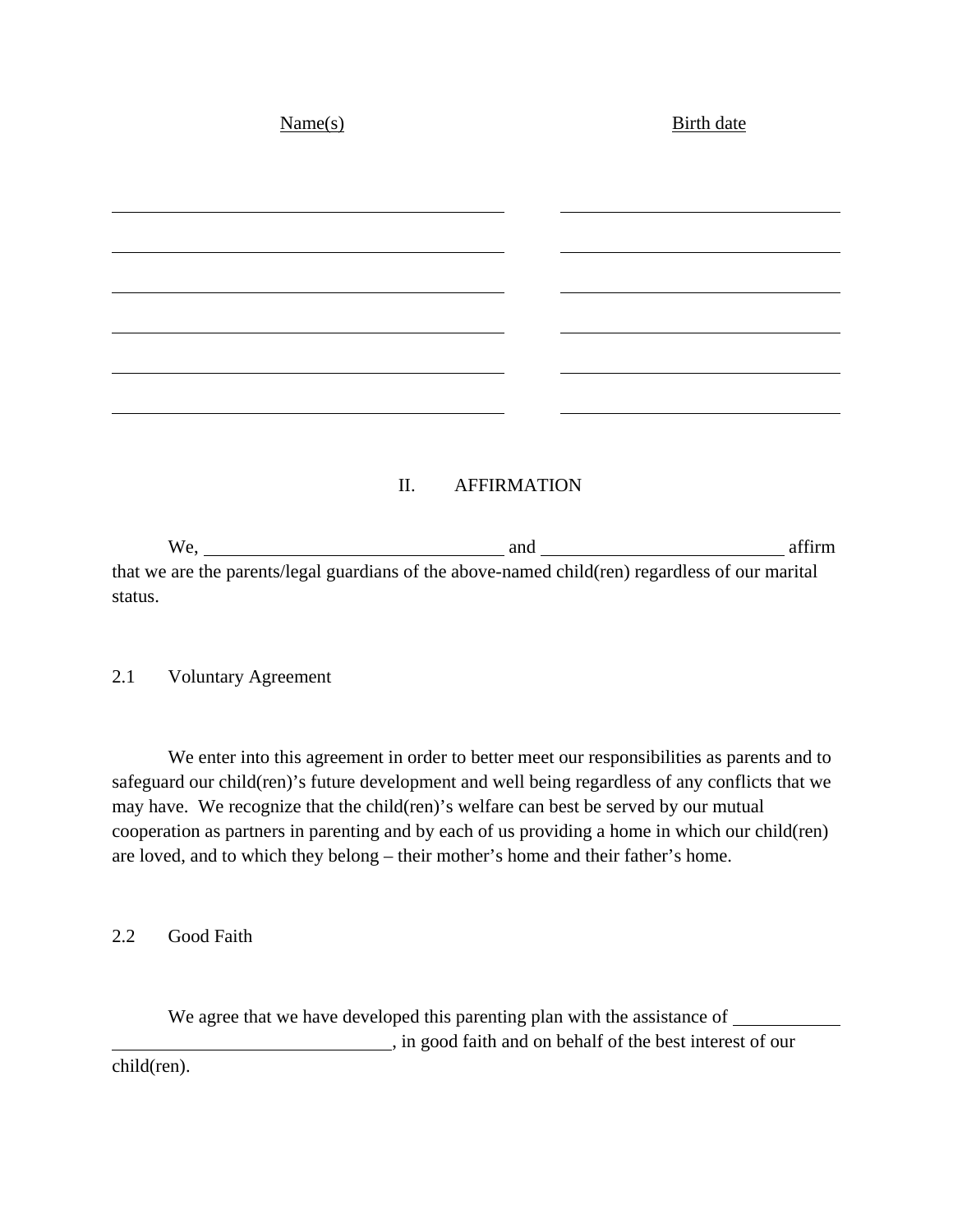| Name(s) | Birth date |
| --- | --- |
| ______________________________ | ______________________ |
| ______________________________ | ______________________ |
| ______________________________ | ______________________ |
| ______________________________ | ______________________ |
| ______________________________ | ______________________ |
| ______________________________ | ______________________ |

## II. AFFIRMATION

We, ______________________________ and ________________________ affirm that we are the parents/legal guardians of the above-named child(ren) regardless of our marital status.

### 2.1 Voluntary Agreement

We enter into this agreement in order to better meet our responsibilities as parents and to safeguard our child(ren)'s future development and well being regardless of any conflicts that we may have. We recognize that the child(ren)'s welfare can best be served by our mutual cooperation as partners in parenting and by each of us providing a home in which our child(ren) are loved, and to which they belong – their mother's home and their father's home.

### 2.2 Good Faith

We agree that we have developed this parenting plan with the assistance of __________ ____________________________, in good faith and on behalf of the best interest of our child(ren).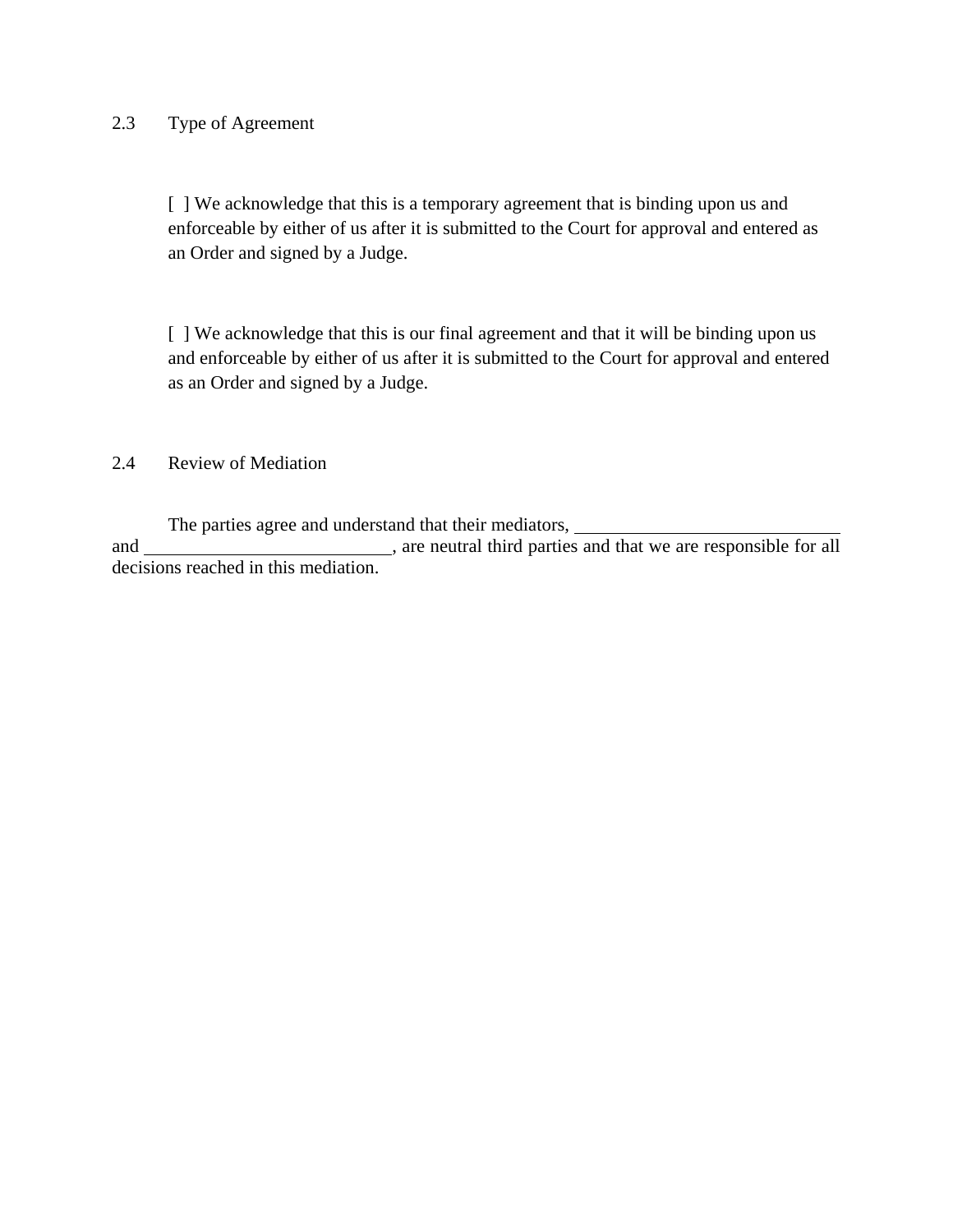2.3 Type of Agreement

[  ] We acknowledge that this is a temporary agreement that is binding upon us and enforceable by either of us after it is submitted to the Court for approval and entered as an Order and signed by a Judge.

[  ] We acknowledge that this is our final agreement and that it will be binding upon us and enforceable by either of us after it is submitted to the Court for approval and entered as an Order and signed by a Judge.

2.4 Review of Mediation

The parties agree and understand that their mediators, ____________________________ and ___________________________, are neutral third parties and that we are responsible for all decisions reached in this mediation.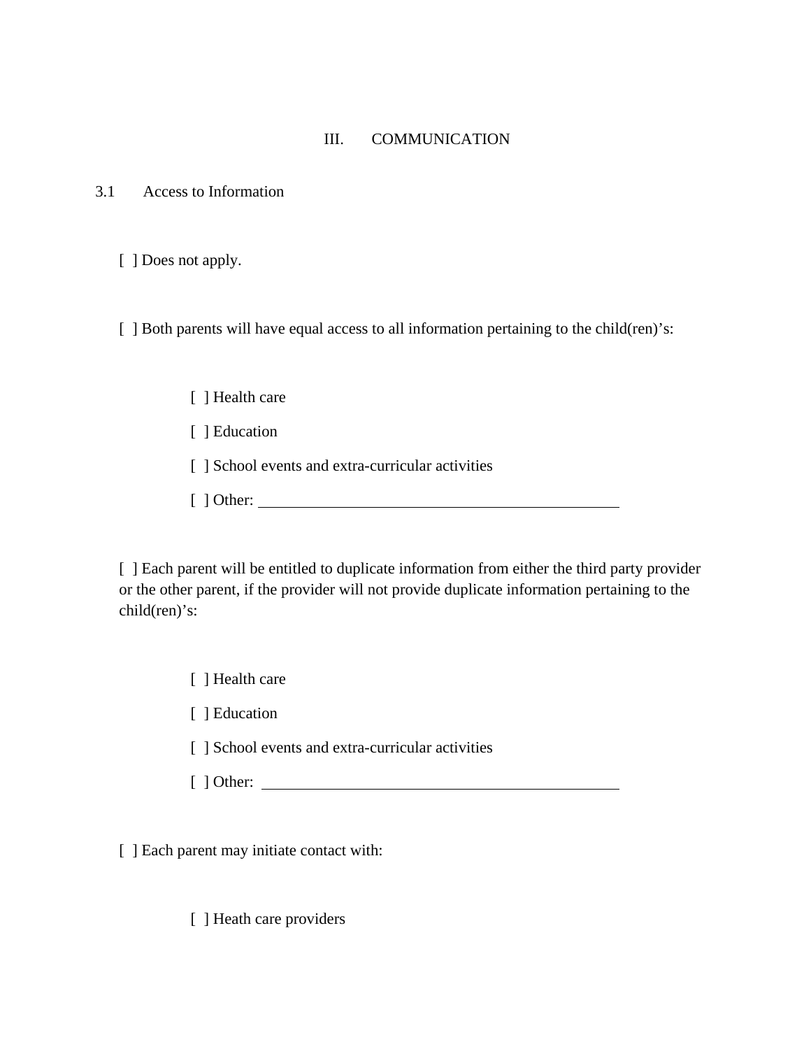# III. COMMUNICATION

## 3.1 Access to Information

[ ] Does not apply.

[ ] Both parents will have equal access to all information pertaining to the child(ren)'s:

- [ ] Health care
- [ ] Education
- [ ] School events and extra-curricular activities
- [ ] Other: ______________________________________________

[ ] Each parent will be entitled to duplicate information from either the third party provider or the other parent, if the provider will not provide duplicate information pertaining to the child(ren)'s:

- [ ] Health care
- [ ] Education
- [ ] School events and extra-curricular activities
- [ ] Other: ______________________________________________

[ ] Each parent may initiate contact with:

- [ ] Heath care providers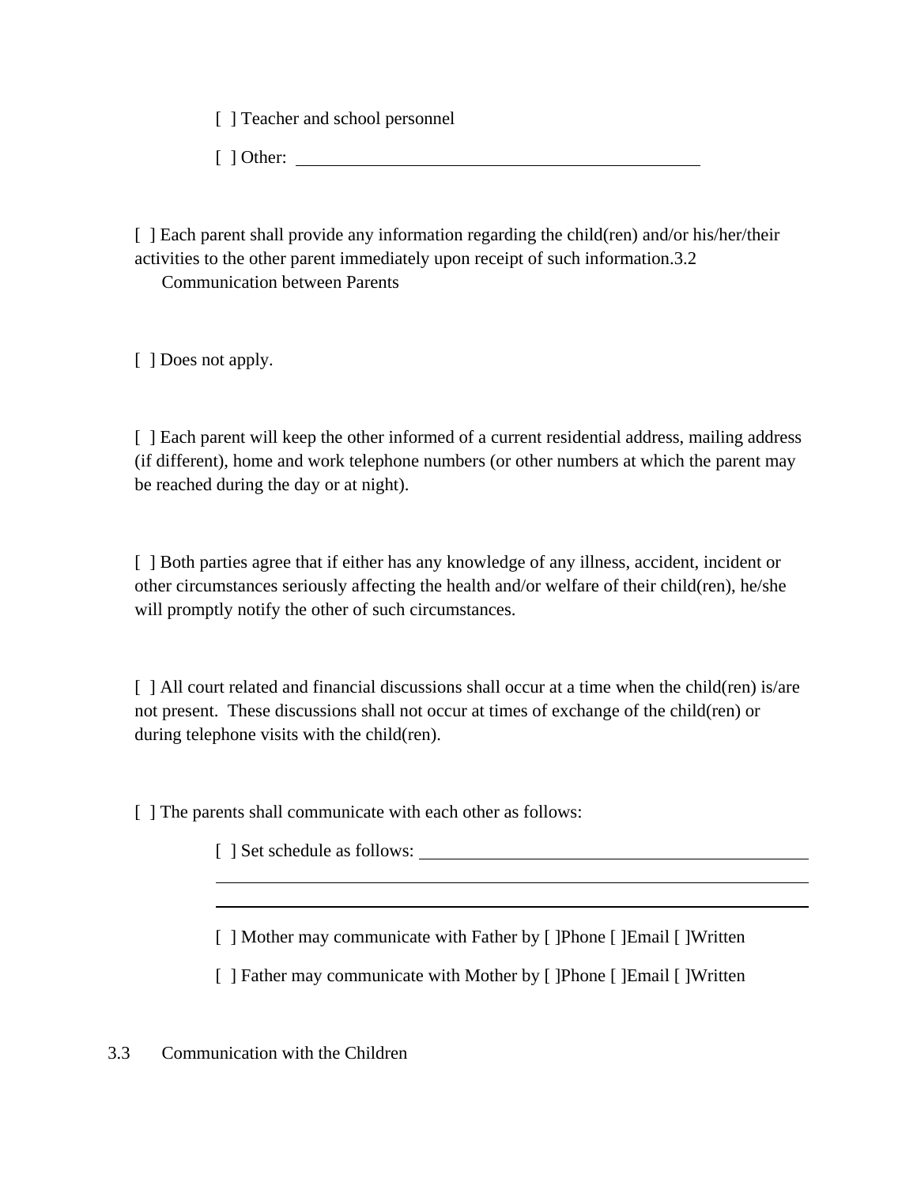[ ] Teacher and school personnel

[ ] Other: ______________________________________________

[ ] Each parent shall provide any information regarding the child(ren) and/or his/her/their activities to the other parent immediately upon receipt of such information.3.2 Communication between Parents

[ ] Does not apply.

[ ] Each parent will keep the other informed of a current residential address, mailing address (if different), home and work telephone numbers (or other numbers at which the parent may be reached during the day or at night).

[ ] Both parties agree that if either has any knowledge of any illness, accident, incident or other circumstances seriously affecting the health and/or welfare of their child(ren), he/she will promptly notify the other of such circumstances.

[ ] All court related and financial discussions shall occur at a time when the child(ren) is/are not present. These discussions shall not occur at times of exchange of the child(ren) or during telephone visits with the child(ren).

[ ] The parents shall communicate with each other as follows:

[ ] Set schedule as follows: ______________________________________________

______________________________________________________________

______________________________________________________________

[ ] Mother may communicate with Father by [ ]Phone [ ]Email [ ]Written

[ ] Father may communicate with Mother by [ ]Phone [ ]Email [ ]Written

3.3 Communication with the Children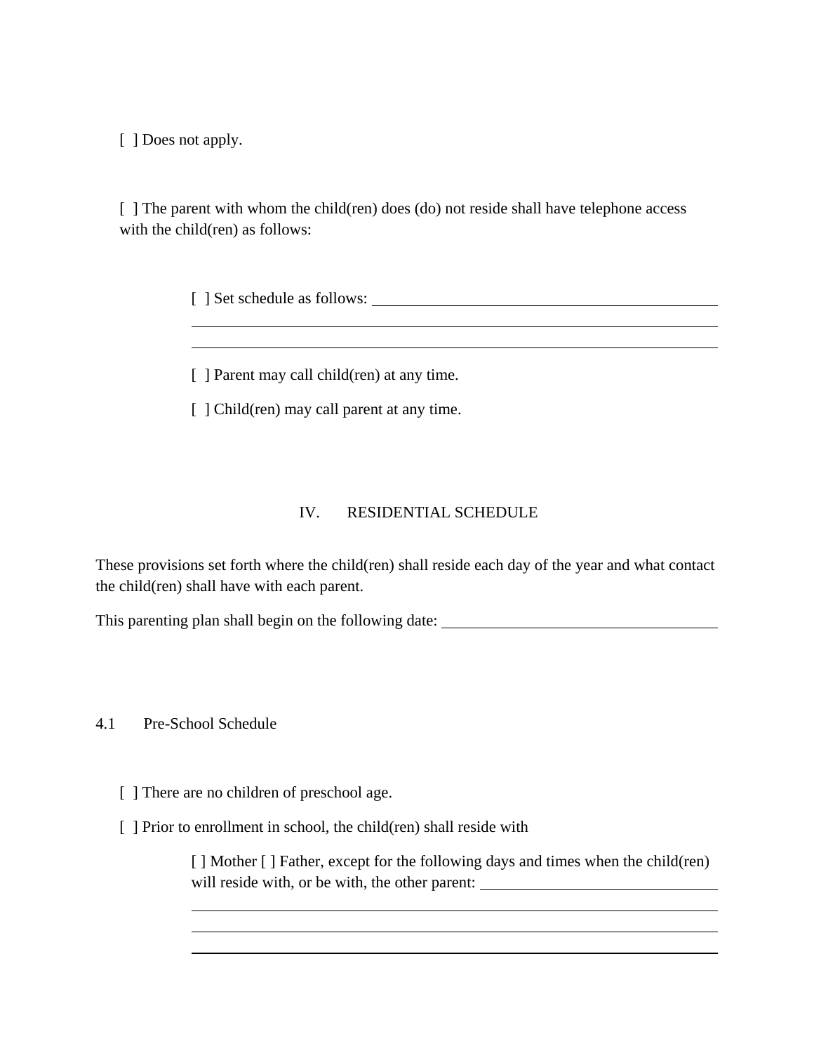[ ] Does not apply.

[ ] The parent with whom the child(ren) does (do) not reside shall have telephone access with the child(ren) as follows:

> [ ] Set schedule as follows: ______________________________________________
> ______________________________________________________________________________
> ______________________________________________________________________________
>
> [ ] Parent may call child(ren) at any time.
>
> [ ] Child(ren) may call parent at any time.

## IV. RESIDENTIAL SCHEDULE

These provisions set forth where the child(ren) shall reside each day of the year and what contact the child(ren) shall have with each parent.

This parenting plan shall begin on the following date: ____________________________________

### 4.1 Pre-School Schedule

[ ] There are no children of preschool age.

[ ] Prior to enrollment in school, the child(ren) shall reside with

> [ ] Mother [ ] Father, except for the following days and times when the child(ren) will reside with, or be with, the other parent: ______________________________
> ______________________________________________________________________________
> ______________________________________________________________________________
> ______________________________________________________________________________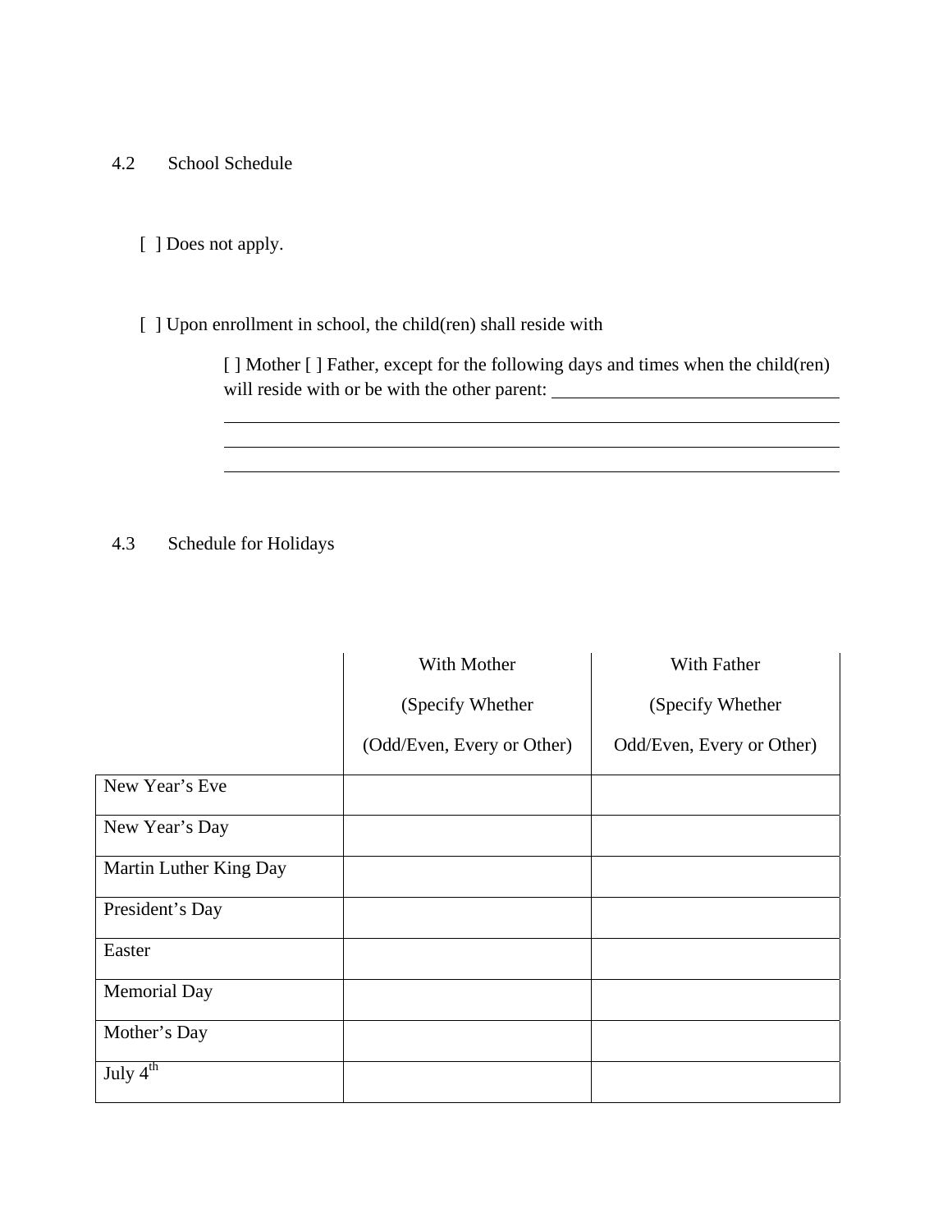4.2 School Schedule

[ ] Does not apply.

[ ] Upon enrollment in school, the child(ren) shall reside with

[ ] Mother [ ] Father, except for the following days and times when the child(ren) will reside with or be with the other parent: ________________________________
______________________________________________________________________
______________________________________________________________________
______________________________________________________________________

4.3 Schedule for Holidays

| | With Mother (Specify Whether (Odd/Even, Every or Other) | With Father (Specify Whether Odd/Even, Every or Other) |
|---|---|---|
| New Year's Eve | | |
| New Year's Day | | |
| Martin Luther King Day | | |
| President's Day | | |
| Easter | | |
| Memorial Day | | |
| Mother's Day | | |
| July 4th | | |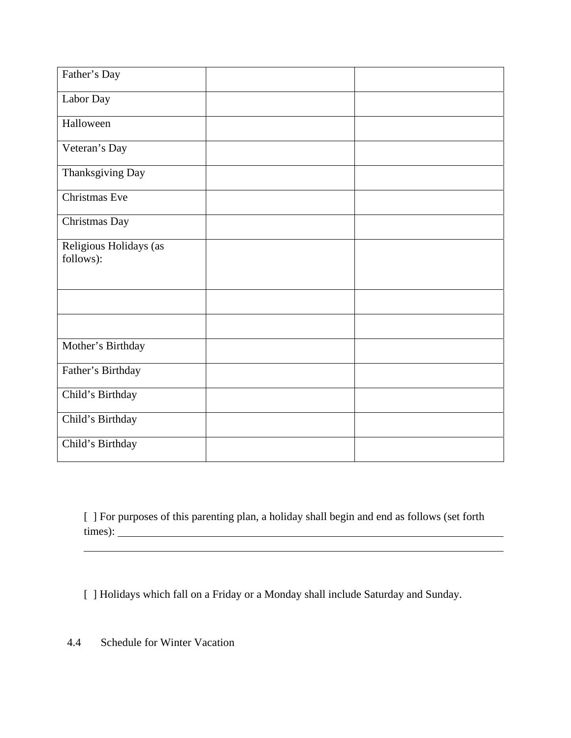| | | |
|---|---|---|
| Father’s Day | | |
| Labor Day | | |
| Halloween | | |
| Veteran’s Day | | |
| Thanksgiving Day | | |
| Christmas Eve | | |
| Christmas Day | | |
| Religious Holidays (as follows): | | |
| | | |
| | | |
| Mother’s Birthday | | |
| Father’s Birthday | | |
| Child’s Birthday | | |
| Child’s Birthday | | |
| Child’s Birthday | | |

[ ] For purposes of this parenting plan, a holiday shall begin and end as follows (set forth times): ______________________________________________________________

______________________________________________________________________________

[ ] Holidays which fall on a Friday or a Monday shall include Saturday and Sunday.

4.4 Schedule for Winter Vacation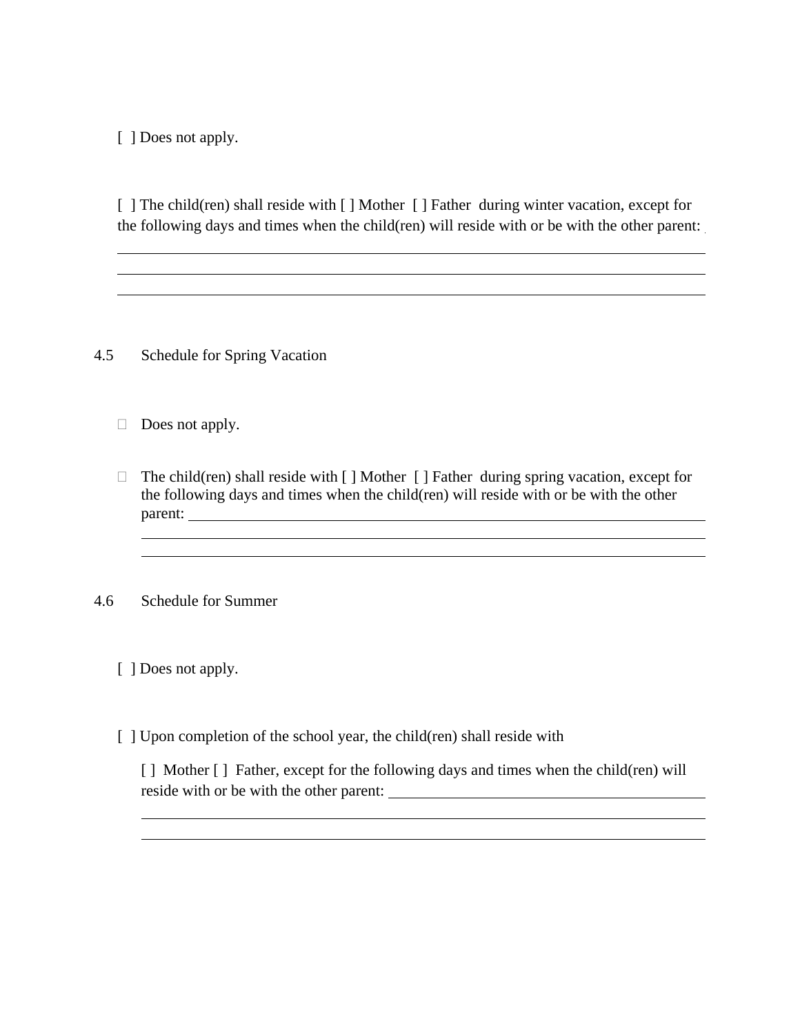[ ] Does not apply.

[ ] The child(ren) shall reside with [ ] Mother [ ] Father during winter vacation, except for the following days and times when the child(ren) will reside with or be with the other parent: ______________________________________________________________________
______________________________________________________________________
______________________________________________________________________

4.5 Schedule for Spring Vacation

[ ] Does not apply.

[ ] The child(ren) shall reside with [ ] Mother [ ] Father during spring vacation, except for the following days and times when the child(ren) will reside with or be with the other parent: ______________________________________________________________________
______________________________________________________________________
______________________________________________________________________

4.6 Schedule for Summer

[ ] Does not apply.

[ ] Upon completion of the school year, the child(ren) shall reside with

[ ] Mother [ ] Father, except for the following days and times when the child(ren) will reside with or be with the other parent: ______________________________________________________________________
______________________________________________________________________
______________________________________________________________________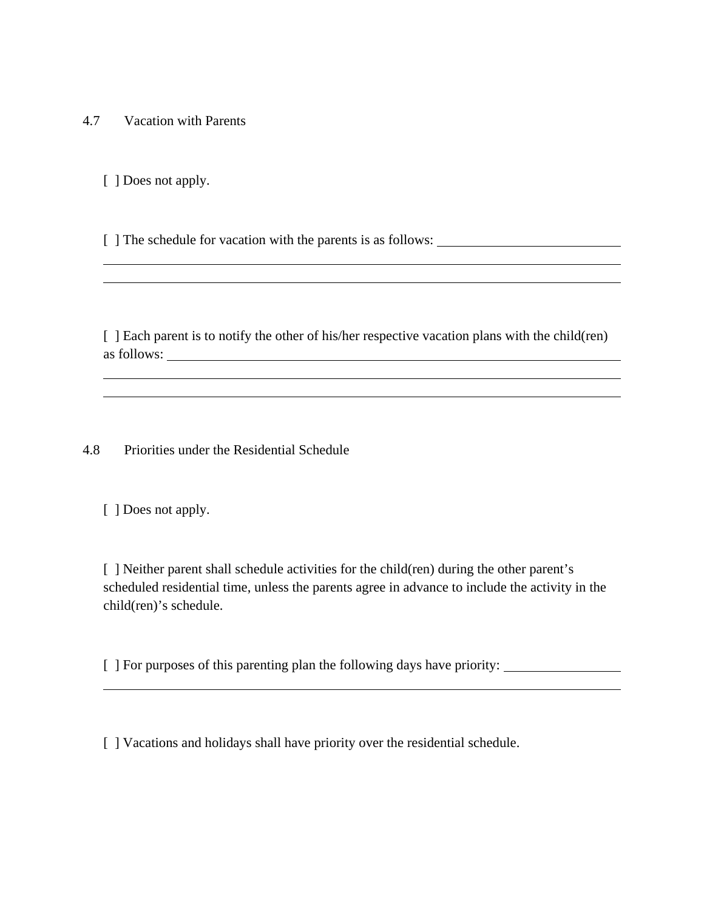## 4.7 Vacation with Parents

[ ] Does not apply.

[ ] The schedule for vacation with the parents is as follows: ______________________________

______________________________________________________________________________

______________________________________________________________________________

[ ] Each parent is to notify the other of his/her respective vacation plans with the child(ren) as follows: ______________________________________________________________

______________________________________________________________________________

______________________________________________________________________________

## 4.8 Priorities under the Residential Schedule

[ ] Does not apply.

[ ] Neither parent shall schedule activities for the child(ren) during the other parent's scheduled residential time, unless the parents agree in advance to include the activity in the child(ren)'s schedule.

[ ] For purposes of this parenting plan the following days have priority: ____________________

______________________________________________________________________________

[ ] Vacations and holidays shall have priority over the residential schedule.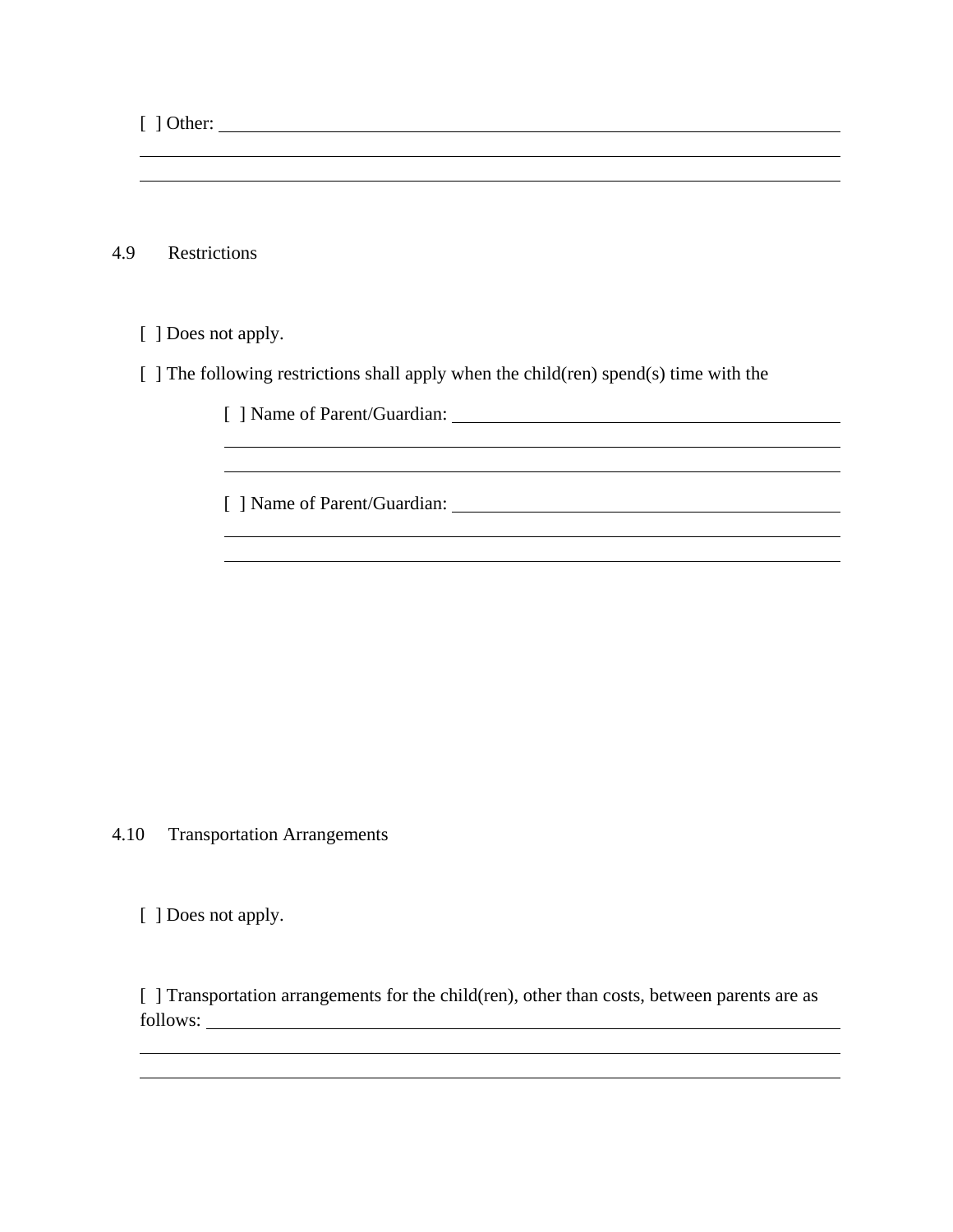[ ] Other: ______________________________________________________________

________________________________________________________________________

________________________________________________________________________

4.9 Restrictions

[ ] Does not apply.

[ ] The following restrictions shall apply when the child(ren) spend(s) time with the

[ ] Name of Parent/Guardian: ____________________________________

________________________________________________________________

________________________________________________________________

[ ] Name of Parent/Guardian: ____________________________________

________________________________________________________________

________________________________________________________________

4.10 Transportation Arrangements

[ ] Does not apply.

[ ] Transportation arrangements for the child(ren), other than costs, between parents are as follows: ______________________________________________________________

________________________________________________________________________

________________________________________________________________________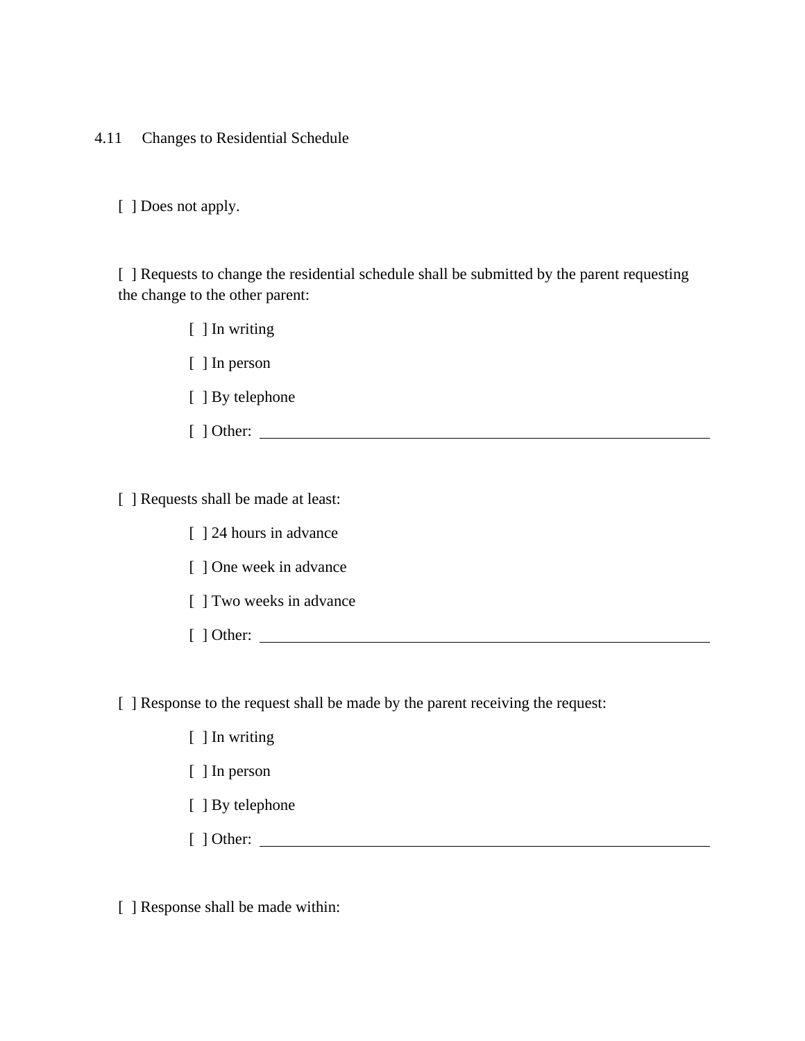4.11 Changes to Residential Schedule

[ ] Does not apply.

[ ] Requests to change the residential schedule shall be submitted by the parent requesting the change to the other parent:

- [ ] In writing
- [ ] In person
- [ ] By telephone
- [ ] Other: ____________________________________________

[ ] Requests shall be made at least:

- [ ] 24 hours in advance
- [ ] One week in advance
- [ ] Two weeks in advance
- [ ] Other: ____________________________________________

[ ] Response to the request shall be made by the parent receiving the request:

- [ ] In writing
- [ ] In person
- [ ] By telephone
- [ ] Other: ____________________________________________

[ ] Response shall be made within: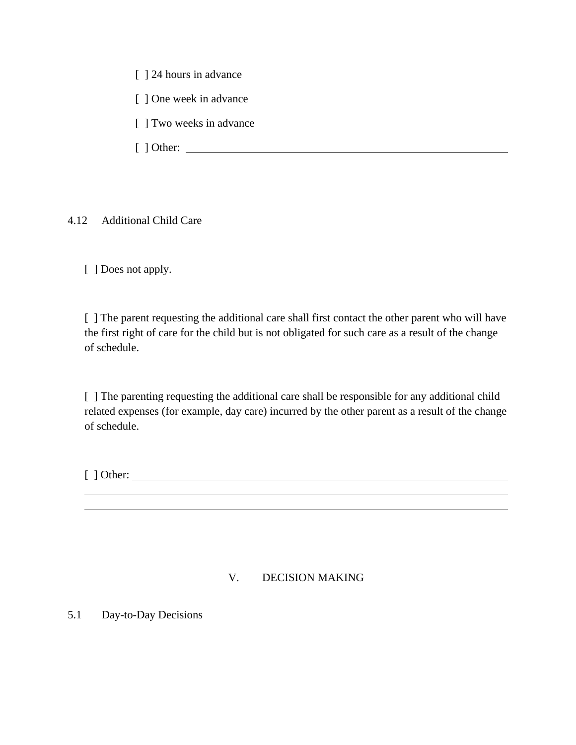[ ] 24 hours in advance

[ ] One week in advance

[ ] Two weeks in advance

[ ] Other: ______________________________________________________

4.12 Additional Child Care

[ ] Does not apply.

[ ] The parent requesting the additional care shall first contact the other parent who will have the first right of care for the child but is not obligated for such care as a result of the change of schedule.

[ ] The parenting requesting the additional care shall be responsible for any additional child related expenses (for example, day care) incurred by the other parent as a result of the change of schedule.

[ ] Other: ______________________________________________________
______________________________________________________________
______________________________________________________________

## V. DECISION MAKING

5.1 Day-to-Day Decisions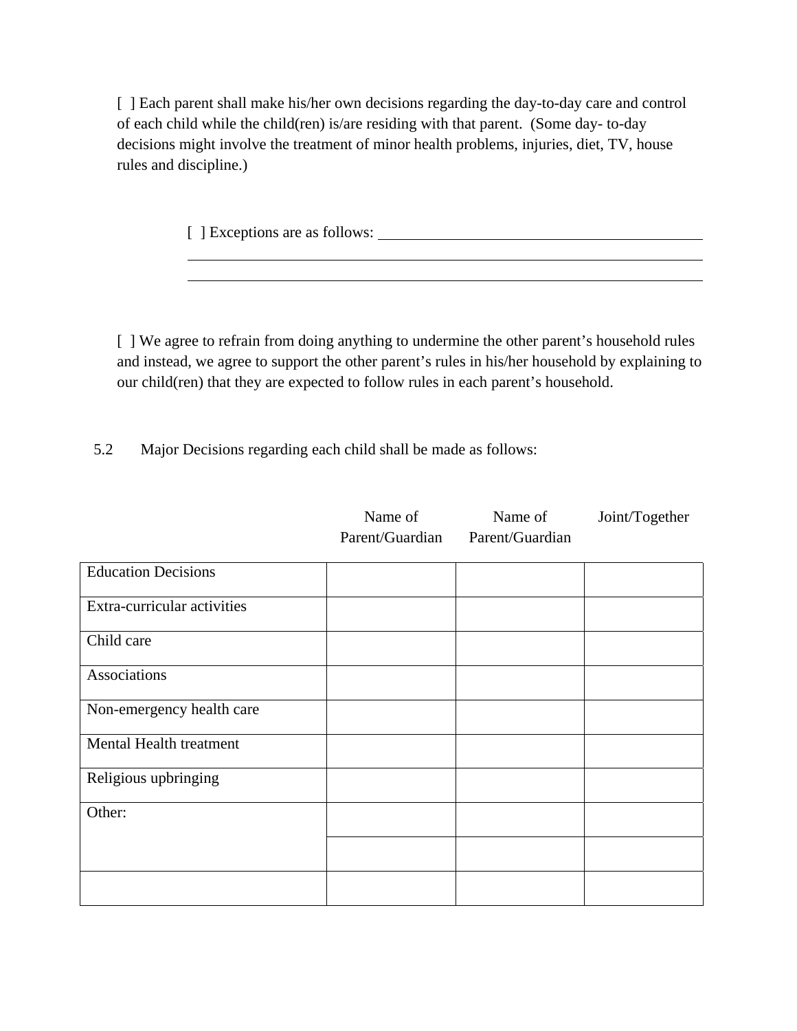[ ] Each parent shall make his/her own decisions regarding the day-to-day care and control of each child while the child(ren) is/are residing with that parent. (Some day- to-day decisions might involve the treatment of minor health problems, injuries, diet, TV, house rules and discipline.)

[ ] Exceptions are as follows: ______________________________________________

_____________________________________________________________

_____________________________________________________________

[ ] We agree to refrain from doing anything to undermine the other parent's household rules and instead, we agree to support the other parent's rules in his/her household by explaining to our child(ren) that they are expected to follow rules in each parent's household.

5.2 Major Decisions regarding each child shall be made as follows:

| | Name of Parent/Guardian | Name of Parent/Guardian | Joint/Together |
|---|---|---|---|
| Education Decisions | | | |
| Extra-curricular activities | | | |
| Child care | | | |
| Associations | | | |
| Non-emergency health care | | | |
| Mental Health treatment | | | |
| Religious upbringing | | | |
| Other: | | | |
| | | | |
| | | | |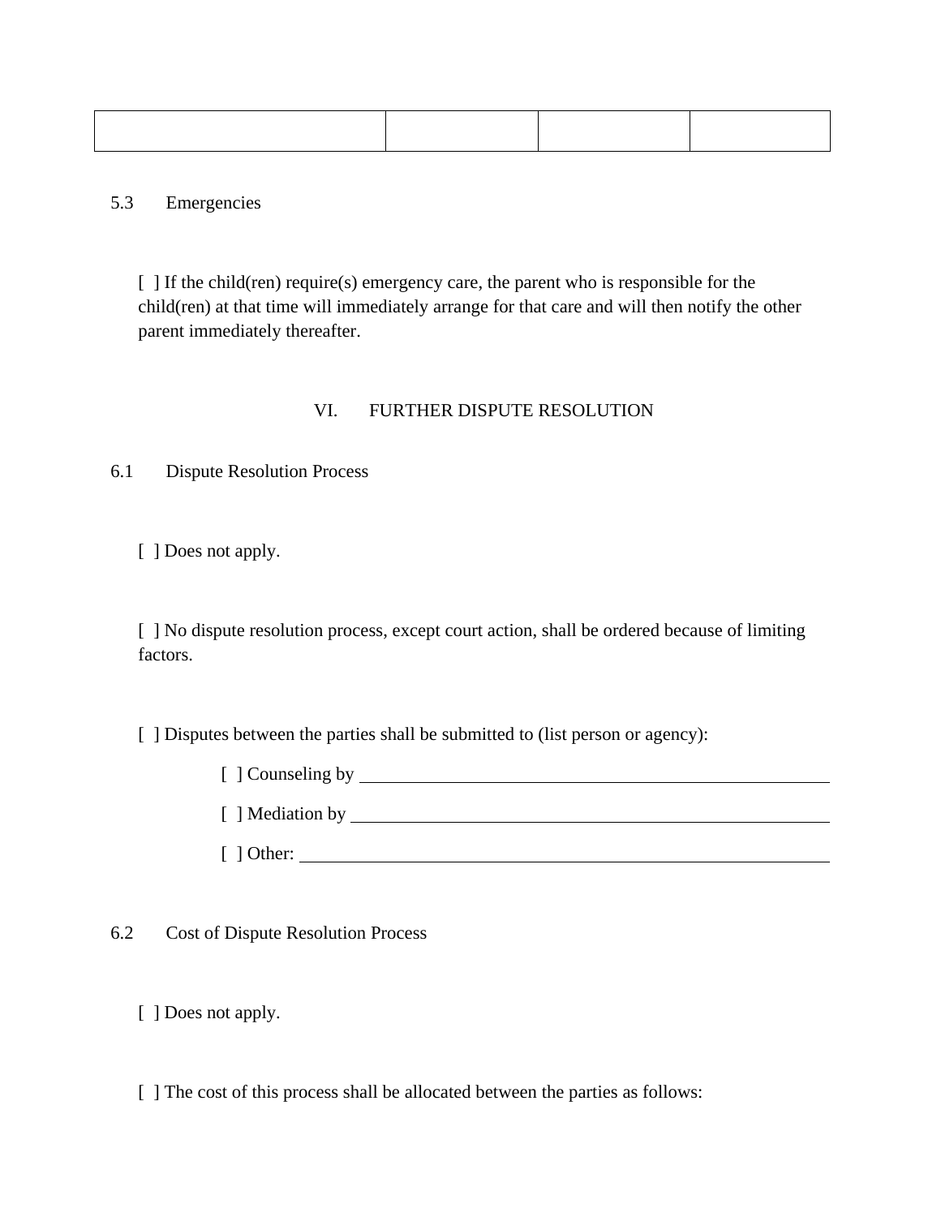| | | | |
|---|---|---|---|

5.3 Emergencies

[ ] If the child(ren) require(s) emergency care, the parent who is responsible for the child(ren) at that time will immediately arrange for that care and will then notify the other parent immediately thereafter.

## VI. FURTHER DISPUTE RESOLUTION

6.1 Dispute Resolution Process

[ ] Does not apply.

[ ] No dispute resolution process, except court action, shall be ordered because of limiting factors.

[ ] Disputes between the parties shall be submitted to (list person or agency):

[ ] Counseling by ______________________________

[ ] Mediation by ______________________________

[ ] Other: ______________________________

6.2 Cost of Dispute Resolution Process

[ ] Does not apply.

[ ] The cost of this process shall be allocated between the parties as follows: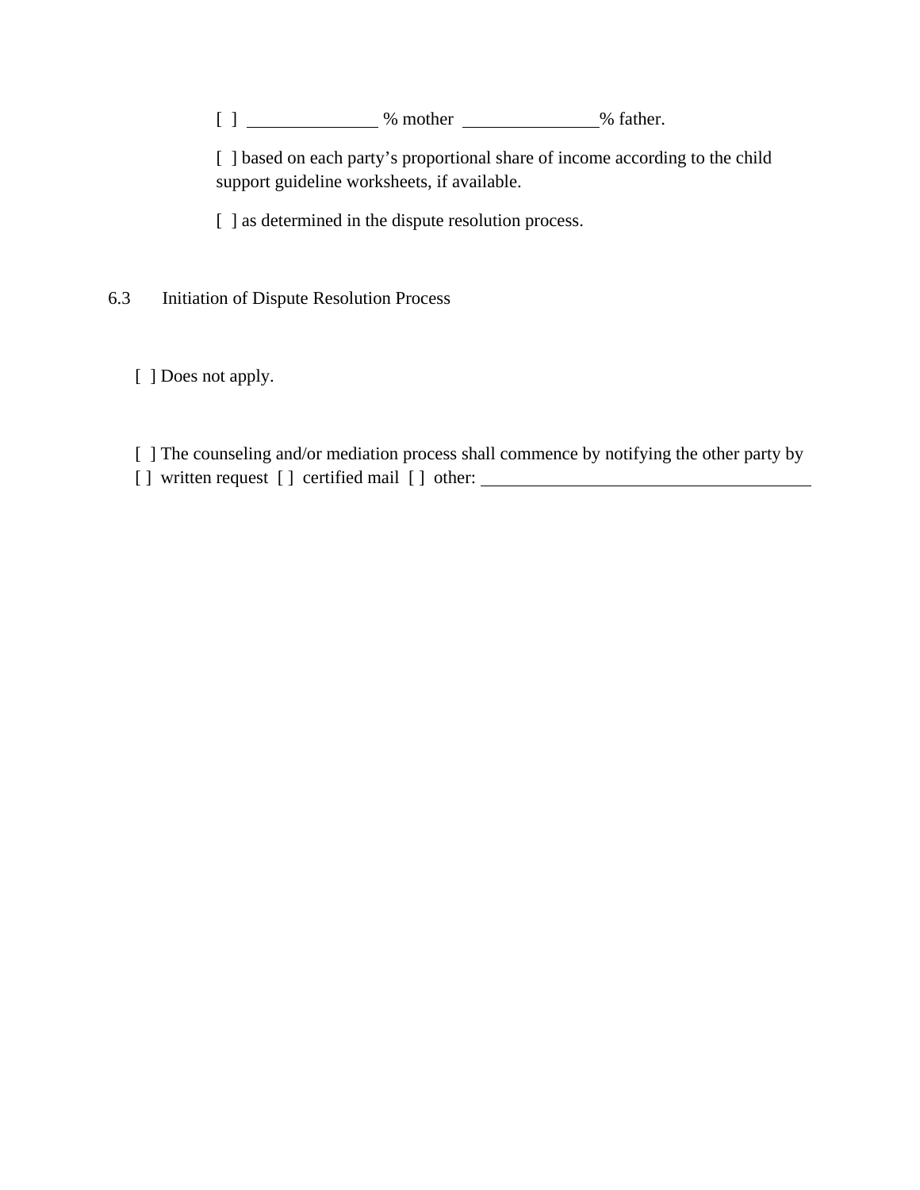[ ] ______________ % mother ______________% father.

[ ] based on each party's proportional share of income according to the child support guideline worksheets, if available.

[ ] as determined in the dispute resolution process.

6.3 Initiation of Dispute Resolution Process

[ ] Does not apply.

[ ] The counseling and/or mediation process shall commence by notifying the other party by [ ] written request [ ] certified mail [ ] other: ____________________________________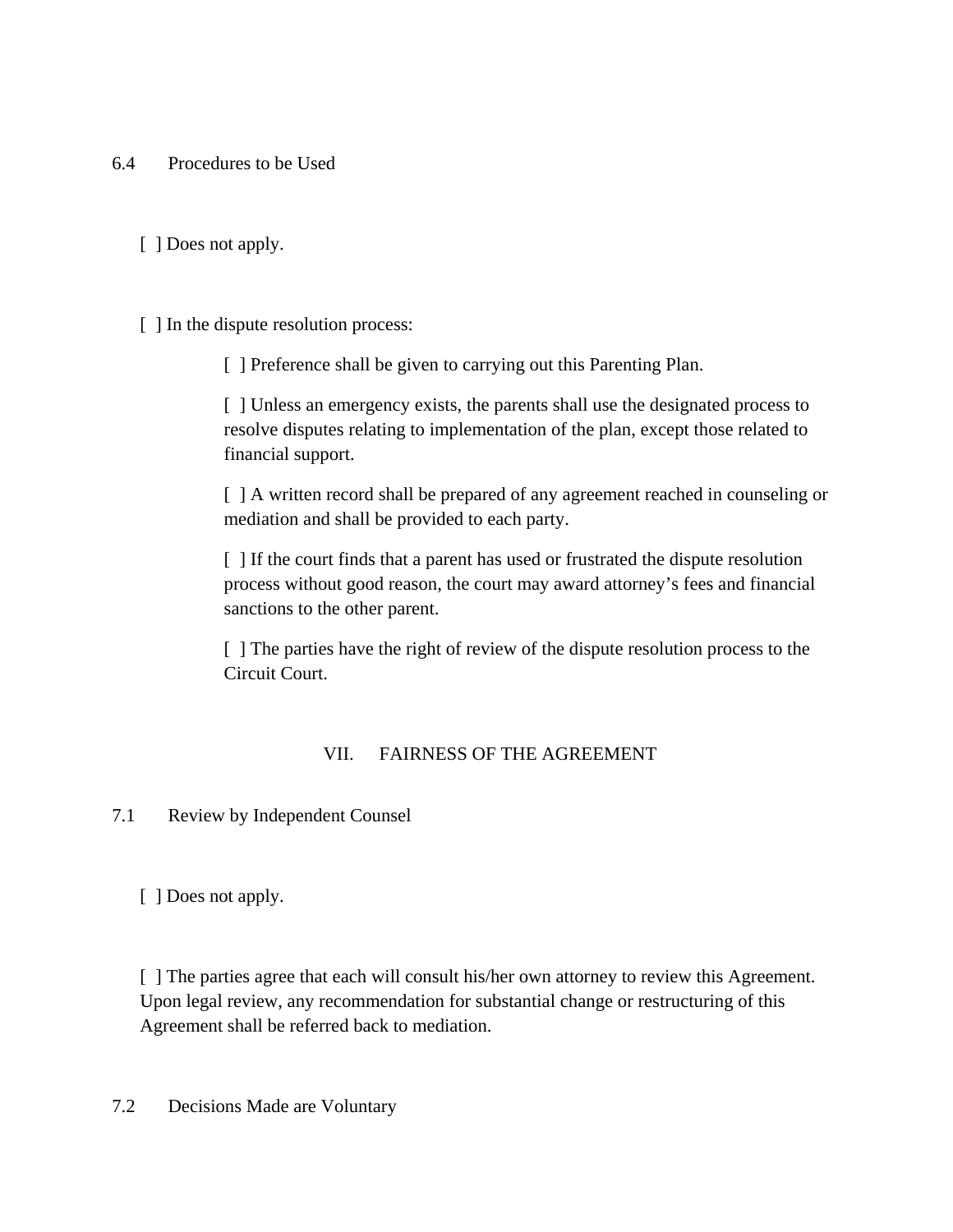6.4 Procedures to be Used

[ ] Does not apply.

[ ] In the dispute resolution process:

> [ ] Preference shall be given to carrying out this Parenting Plan.
>
> [ ] Unless an emergency exists, the parents shall use the designated process to resolve disputes relating to implementation of the plan, except those related to financial support.
>
> [ ] A written record shall be prepared of any agreement reached in counseling or mediation and shall be provided to each party.
>
> [ ] If the court finds that a parent has used or frustrated the dispute resolution process without good reason, the court may award attorney's fees and financial sanctions to the other parent.
>
> [ ] The parties have the right of review of the dispute resolution process to the Circuit Court.

## VII. FAIRNESS OF THE AGREEMENT

7.1 Review by Independent Counsel

[ ] Does not apply.

[ ] The parties agree that each will consult his/her own attorney to review this Agreement. Upon legal review, any recommendation for substantial change or restructuring of this Agreement shall be referred back to mediation.

7.2 Decisions Made are Voluntary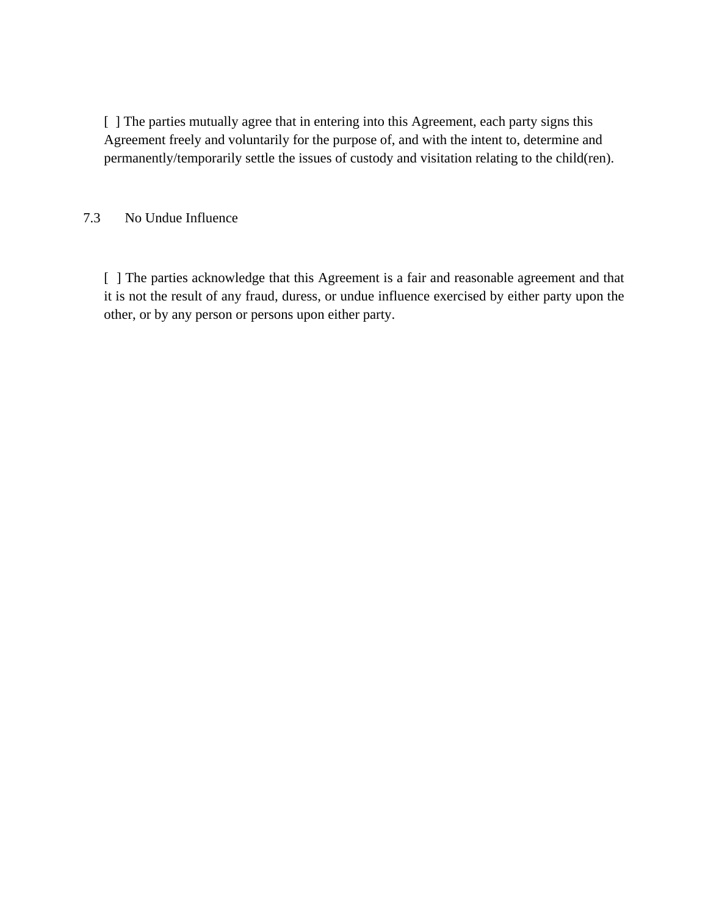[ ] The parties mutually agree that in entering into this Agreement, each party signs this Agreement freely and voluntarily for the purpose of, and with the intent to, determine and permanently/temporarily settle the issues of custody and visitation relating to the child(ren).

7.3 No Undue Influence

[ ] The parties acknowledge that this Agreement is a fair and reasonable agreement and that it is not the result of any fraud, duress, or undue influence exercised by either party upon the other, or by any person or persons upon either party.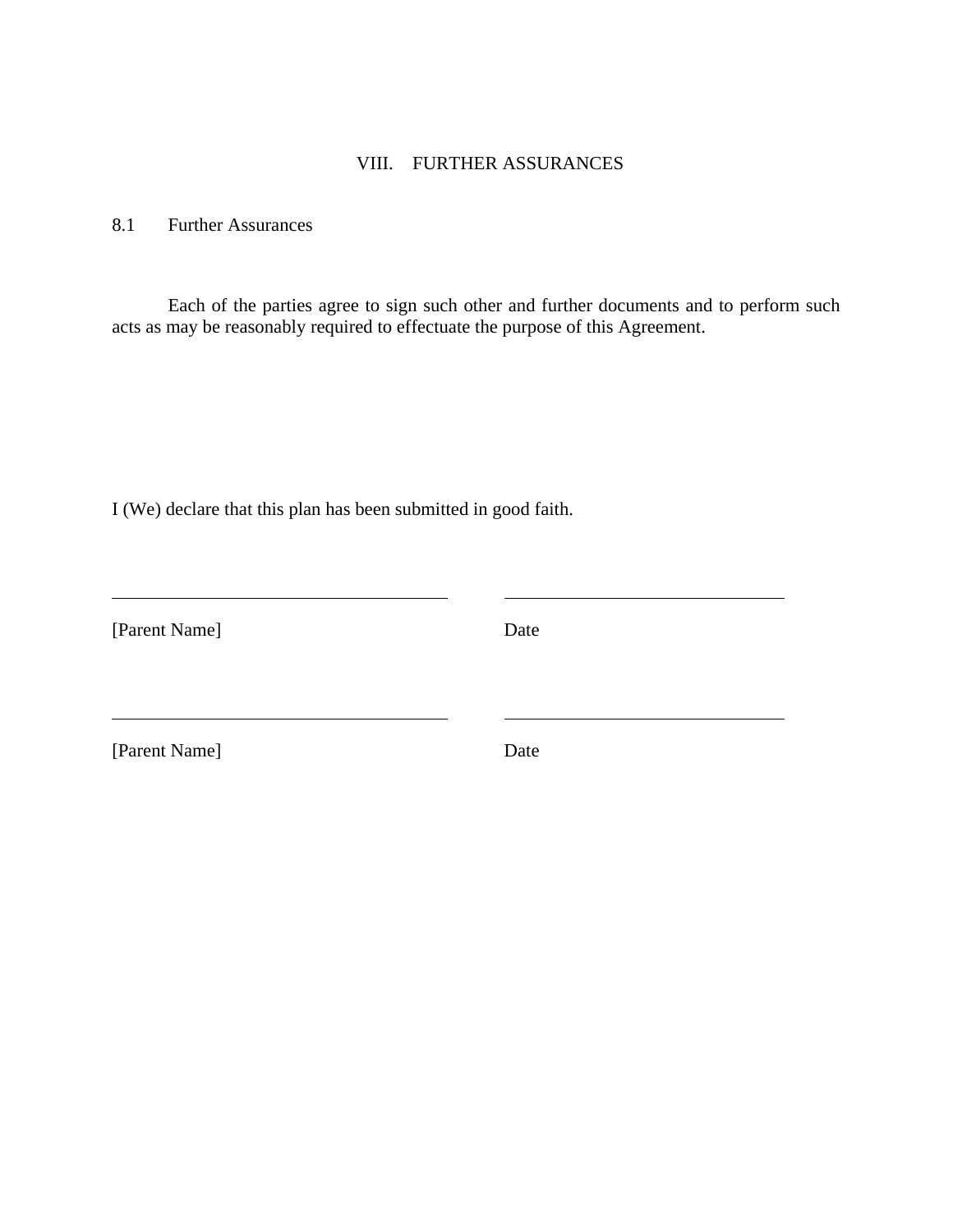## VIII. FURTHER ASSURANCES

### 8.1 Further Assurances

Each of the parties agree to sign such other and further documents and to perform such acts as may be reasonably required to effectuate the purpose of this Agreement.

I (We) declare that this plan has been submitted in good faith.

\_\_\_\_\_\_\_\_\_\_\_\_\_\_\_\_\_\_\_\_\_\_\_\_\_\_\_\_\_\_\_\_\_\_\_ \_\_\_\_\_\_\_\_\_\_\_\_\_\_\_\_\_\_\_\_\_\_\_\_\_\_\_\_\_

[Parent Name] Date

\_\_\_\_\_\_\_\_\_\_\_\_\_\_\_\_\_\_\_\_\_\_\_\_\_\_\_\_\_\_\_\_\_\_\_ \_\_\_\_\_\_\_\_\_\_\_\_\_\_\_\_\_\_\_\_\_\_\_\_\_\_\_\_\_

[Parent Name] Date